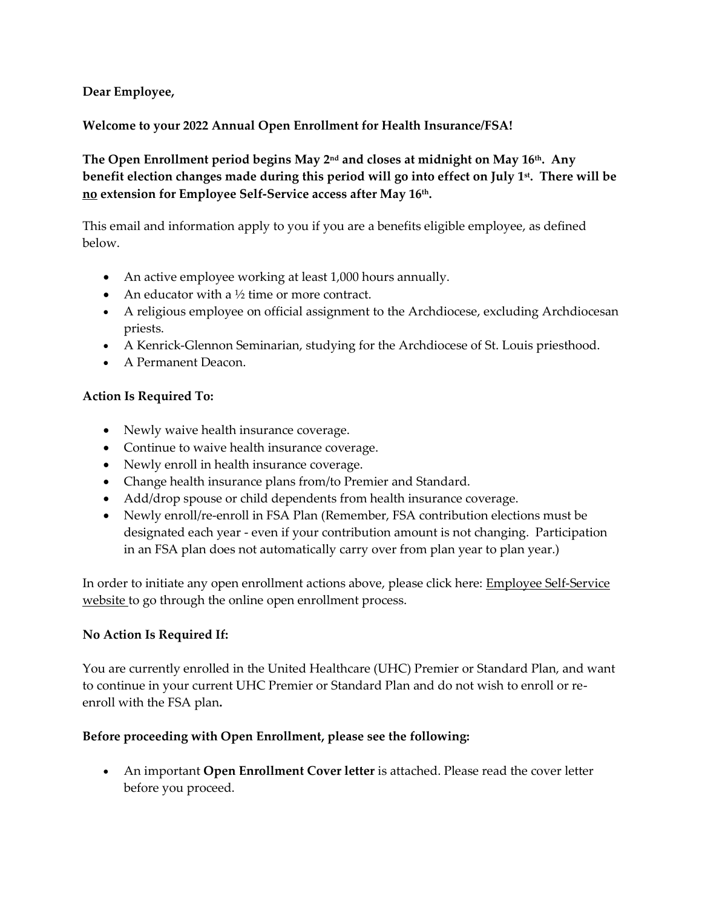**Dear Employee,**

**Welcome to your 2022 Annual Open Enrollment for Health Insurance/FSA!**

**The Open Enrollment period begins May 2nd and closes at midnight on May 16th. Any benefit election changes made during this period will go into effect on July 1st. There will be <u>no</u> extension for Employee Self-Service access after May 16th.**

This email and information apply to you if you are a benefits eligible employee, as defined below.

- An active employee working at least 1,000 hours annually.
- An educator with a ½ time or more contract.
- A religious employee on official assignment to the Archdiocese, excluding Archdiocesan priests.
- A Kenrick-Glennon Seminarian, studying for the Archdiocese of St. Louis priesthood.
- A Permanent Deacon.

**Action Is Required To:**

- Newly waive health insurance coverage.
- Continue to waive health insurance coverage.
- Newly enroll in health insurance coverage.
- Change health insurance plans from/to Premier and Standard.
- Add/drop spouse or child dependents from health insurance coverage.
- Newly enroll/re-enroll in FSA Plan (Remember, FSA contribution elections must be designated each year - even if your contribution amount is not changing. Participation in an FSA plan does not automatically carry over from plan year to plan year.)

In order to initiate any open enrollment actions above, please click here: <u>Employee Self-Service website</u> to go through the online open enrollment process.

**No Action Is Required If:**

You are currently enrolled in the United Healthcare (UHC) Premier or Standard Plan, and want to continue in your current UHC Premier or Standard Plan and do not wish to enroll or re-enroll with the FSA plan**.**

**Before proceeding with Open Enrollment, please see the following:**

- An important **Open Enrollment Cover letter** is attached. Please read the cover letter before you proceed.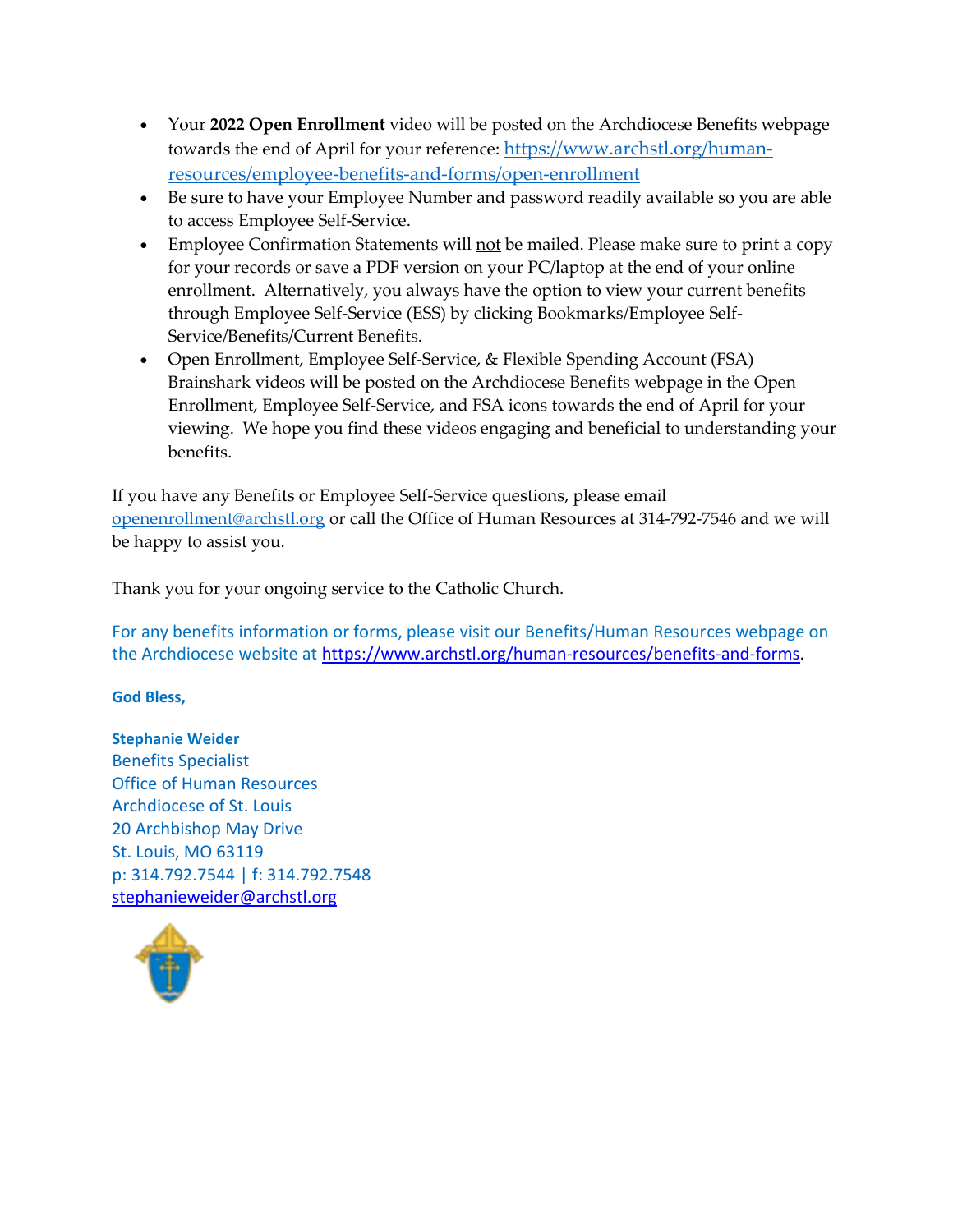- Your **2022 Open Enrollment** video will be posted on the Archdiocese Benefits webpage towards the end of April for your reference: https://www.archstl.org/human-resources/employee-benefits-and-forms/open-enrollment
- Be sure to have your Employee Number and password readily available so you are able to access Employee Self-Service.
- Employee Confirmation Statements will not be mailed. Please make sure to print a copy for your records or save a PDF version on your PC/laptop at the end of your online enrollment. Alternatively, you always have the option to view your current benefits through Employee Self-Service (ESS) by clicking Bookmarks/Employee Self-Service/Benefits/Current Benefits.
- Open Enrollment, Employee Self-Service, & Flexible Spending Account (FSA) Brainshark videos will be posted on the Archdiocese Benefits webpage in the Open Enrollment, Employee Self-Service, and FSA icons towards the end of April for your viewing. We hope you find these videos engaging and beneficial to understanding your benefits.

If you have any Benefits or Employee Self-Service questions, please email openenrollment@archstl.org or call the Office of Human Resources at 314-792-7546 and we will be happy to assist you.

Thank you for your ongoing service to the Catholic Church.

For any benefits information or forms, please visit our Benefits/Human Resources webpage on the Archdiocese website at https://www.archstl.org/human-resources/benefits-and-forms.

**God Bless,**

**Stephanie Weider**
Benefits Specialist
Office of Human Resources
Archdiocese of St. Louis
20 Archbishop May Drive
St. Louis, MO 63119
p: 314.792.7544 | f: 314.792.7548
stephanieweider@archstl.org